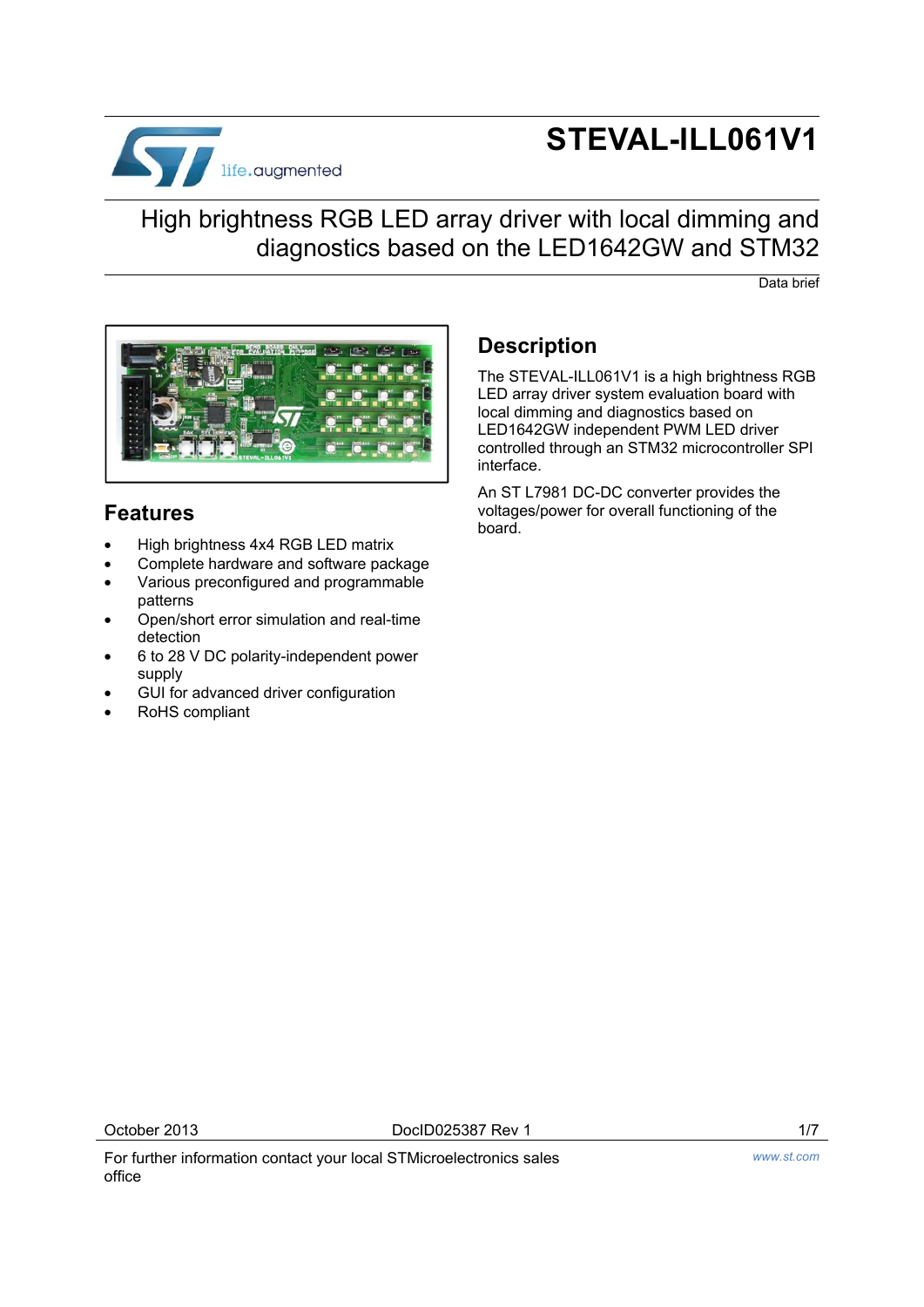# STEVAL-ILL061V1

## High brightness RGB LED array driver with local dimming and diagnostics based on the LED1642GW and STM32

Data brief

## Features

- High brightness 4x4 RGB LED matrix
- Complete hardware and software package
- Various preconfigured and programmable patterns
- Open/short error simulation and real-time detection
- 6 to 28 V DC polarity-independent power supply
- GUI for advanced driver configuration
- RoHS compliant

## Description

The STEVAL-ILL061V1 is a high brightness RGB LED array driver system evaluation board with local dimming and diagnostics based on LED1642GW independent PWM LED driver controlled through an STM32 microcontroller SPI interface.

An ST L7981 DC-DC converter provides the voltages/power for overall functioning of the board.

October 2013 DocID025387 Rev 1

For further information contact your local STMicroelectronics sales office

www.st.com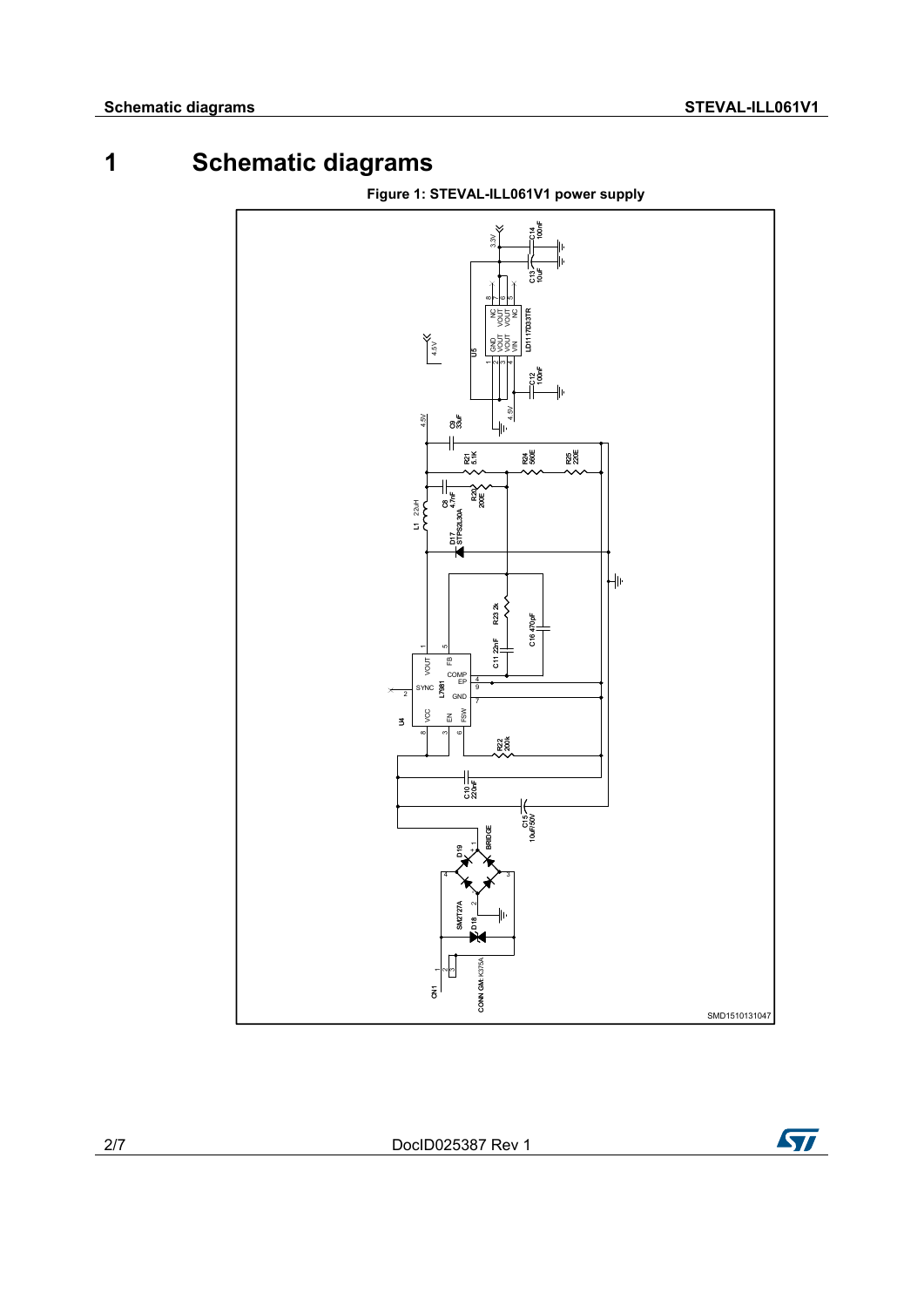# 1 Schematic diagrams

**Figure 1: STEVAL-ILL061V1 power supply**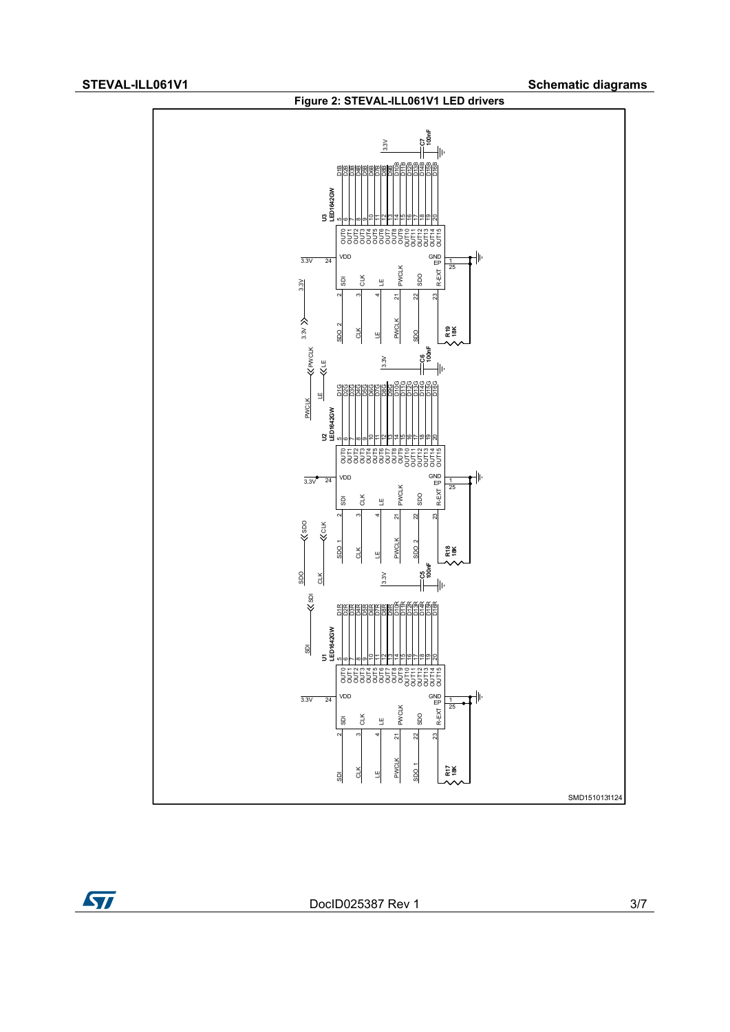Figure 2: STEVAL-ILL061V1 LED drivers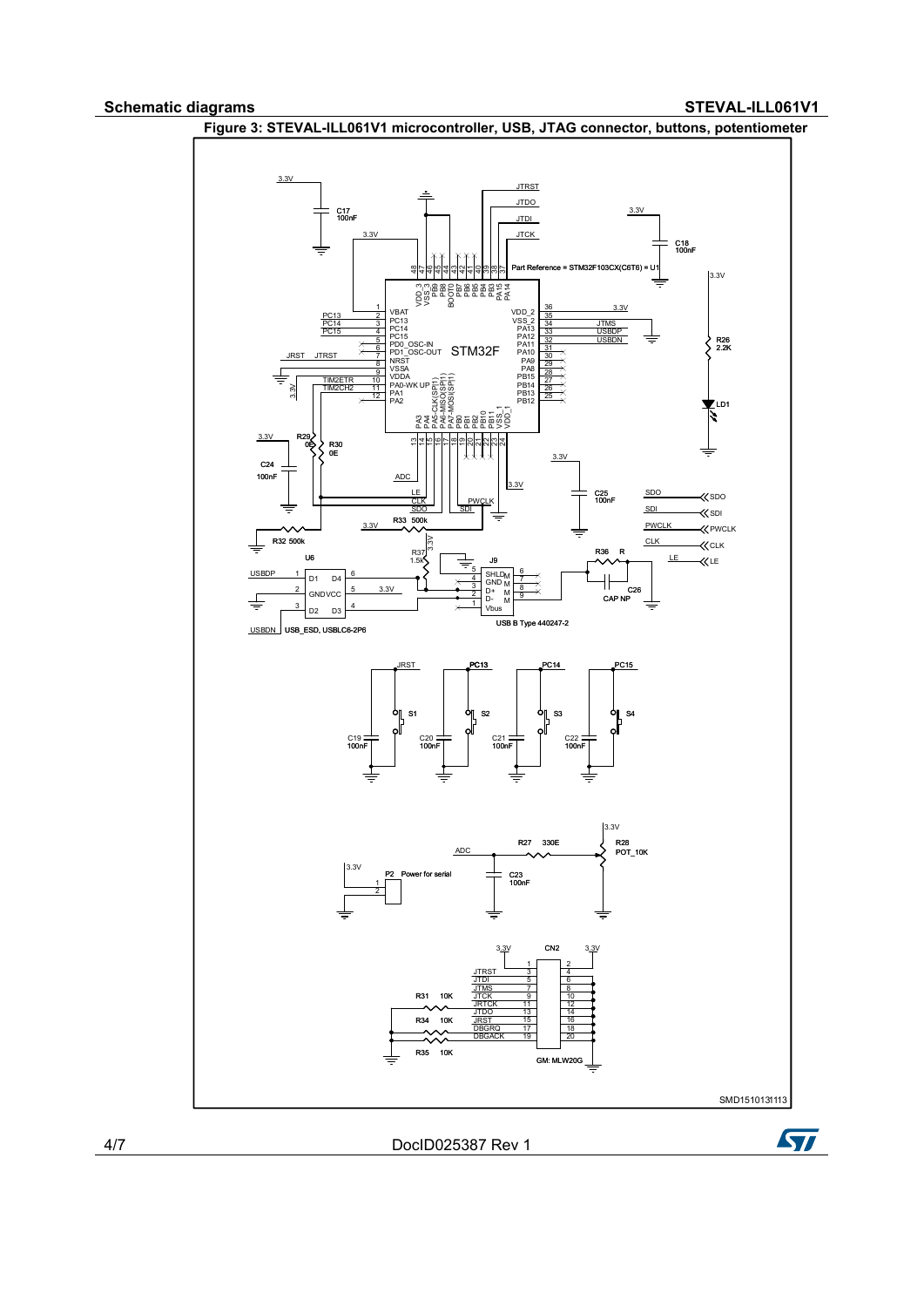## Schematic diagrams

**Figure 3: STEVAL-ILL061V1 microcontroller, USB, JTAG connector, buttons, potentiometer**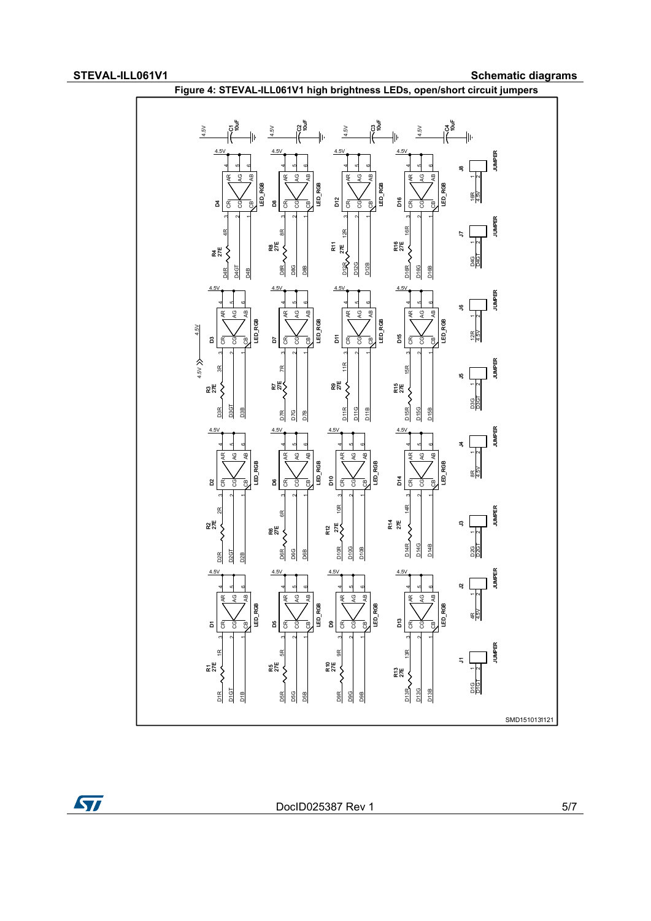Figure 4: STEVAL-ILL061V1 high brightness LEDs, open/short circuit jumpers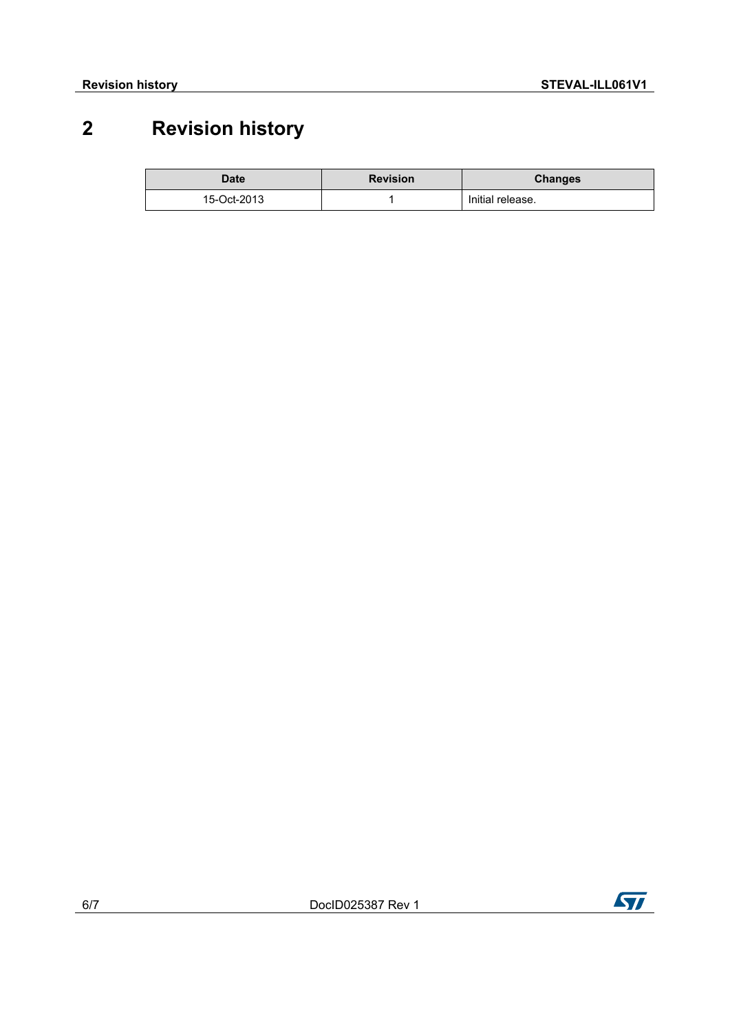# 2 Revision history

| Date | Revision | Changes |
| --- | --- | --- |
| 15-Oct-2013 | 1 | Initial release. |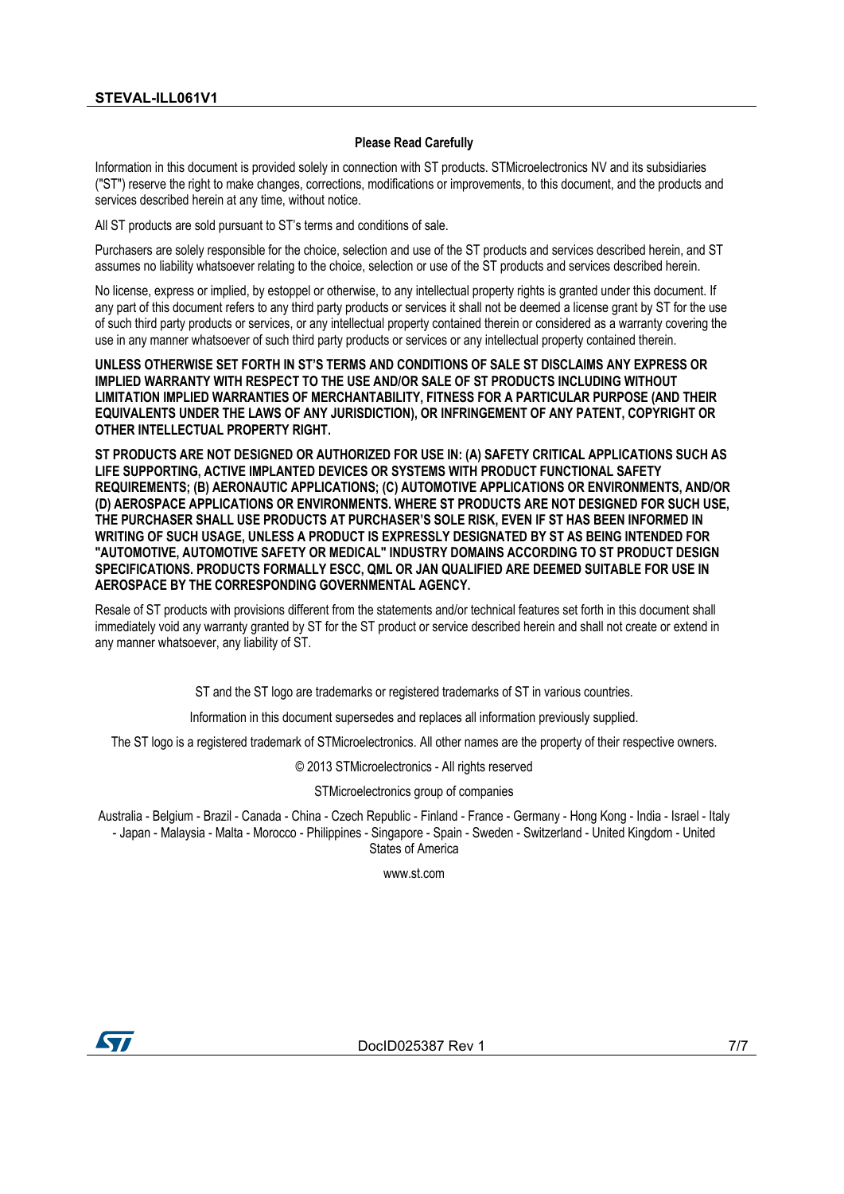**Please Read Carefully**

Information in this document is provided solely in connection with ST products. STMicroelectronics NV and its subsidiaries ("ST") reserve the right to make changes, corrections, modifications or improvements, to this document, and the products and services described herein at any time, without notice.

All ST products are sold pursuant to ST's terms and conditions of sale.

Purchasers are solely responsible for the choice, selection and use of the ST products and services described herein, and ST assumes no liability whatsoever relating to the choice, selection or use of the ST products and services described herein.

No license, express or implied, by estoppel or otherwise, to any intellectual property rights is granted under this document. If any part of this document refers to any third party products or services it shall not be deemed a license grant by ST for the use of such third party products or services, or any intellectual property contained therein or considered as a warranty covering the use in any manner whatsoever of such third party products or services or any intellectual property contained therein.

**UNLESS OTHERWISE SET FORTH IN ST'S TERMS AND CONDITIONS OF SALE ST DISCLAIMS ANY EXPRESS OR IMPLIED WARRANTY WITH RESPECT TO THE USE AND/OR SALE OF ST PRODUCTS INCLUDING WITHOUT LIMITATION IMPLIED WARRANTIES OF MERCHANTABILITY, FITNESS FOR A PARTICULAR PURPOSE (AND THEIR EQUIVALENTS UNDER THE LAWS OF ANY JURISDICTION), OR INFRINGEMENT OF ANY PATENT, COPYRIGHT OR OTHER INTELLECTUAL PROPERTY RIGHT.**

**ST PRODUCTS ARE NOT DESIGNED OR AUTHORIZED FOR USE IN: (A) SAFETY CRITICAL APPLICATIONS SUCH AS LIFE SUPPORTING, ACTIVE IMPLANTED DEVICES OR SYSTEMS WITH PRODUCT FUNCTIONAL SAFETY REQUIREMENTS; (B) AERONAUTIC APPLICATIONS; (C) AUTOMOTIVE APPLICATIONS OR ENVIRONMENTS, AND/OR (D) AEROSPACE APPLICATIONS OR ENVIRONMENTS. WHERE ST PRODUCTS ARE NOT DESIGNED FOR SUCH USE, THE PURCHASER SHALL USE PRODUCTS AT PURCHASER'S SOLE RISK, EVEN IF ST HAS BEEN INFORMED IN WRITING OF SUCH USAGE, UNLESS A PRODUCT IS EXPRESSLY DESIGNATED BY ST AS BEING INTENDED FOR "AUTOMOTIVE, AUTOMOTIVE SAFETY OR MEDICAL" INDUSTRY DOMAINS ACCORDING TO ST PRODUCT DESIGN SPECIFICATIONS. PRODUCTS FORMALLY ESCC, QML OR JAN QUALIFIED ARE DEEMED SUITABLE FOR USE IN AEROSPACE BY THE CORRESPONDING GOVERNMENTAL AGENCY.**

Resale of ST products with provisions different from the statements and/or technical features set forth in this document shall immediately void any warranty granted by ST for the ST product or service described herein and shall not create or extend in any manner whatsoever, any liability of ST.

ST and the ST logo are trademarks or registered trademarks of ST in various countries.

Information in this document supersedes and replaces all information previously supplied.

The ST logo is a registered trademark of STMicroelectronics. All other names are the property of their respective owners.

© 2013 STMicroelectronics - All rights reserved

STMicroelectronics group of companies

Australia - Belgium - Brazil - Canada - China - Czech Republic - Finland - France - Germany - Hong Kong - India - Israel - Italy - Japan - Malaysia - Malta - Morocco - Philippines - Singapore - Spain - Sweden - Switzerland - United Kingdom - United States of America

www.st.com